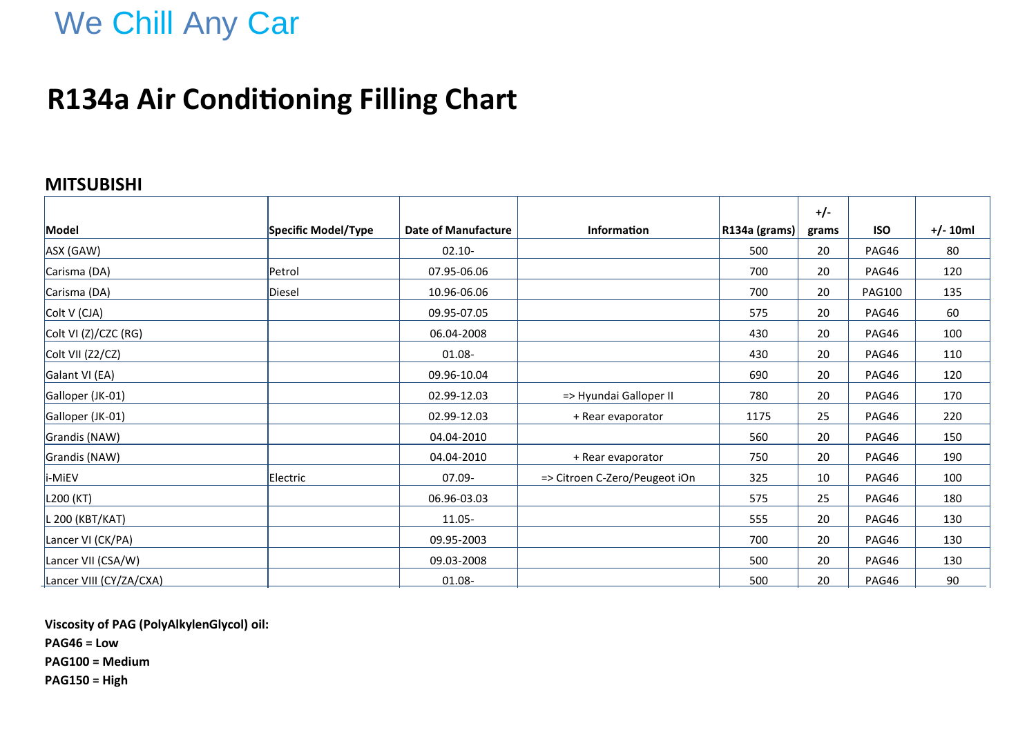We Chill Any Car

# R134a Air Conditioning Filling Chart

## MITSUBISHI

| Model | Specific Model/Type | Date of Manufacture | Information | R134a (grams) | +/- grams | ISO | +/- 10ml |
|---|---|---|---|---|---|---|---|
| ASX (GAW) | | 02.10- | | 500 | 20 | PAG46 | 80 |
| Carisma (DA) | Petrol | 07.95-06.06 | | 700 | 20 | PAG46 | 120 |
| Carisma (DA) | Diesel | 10.96-06.06 | | 700 | 20 | PAG100 | 135 |
| Colt V (CJA) | | 09.95-07.05 | | 575 | 20 | PAG46 | 60 |
| Colt VI (Z)/CZC (RG) | | 06.04-2008 | | 430 | 20 | PAG46 | 100 |
| Colt VII (Z2/CZ) | | 01.08- | | 430 | 20 | PAG46 | 110 |
| Galant VI (EA) | | 09.96-10.04 | | 690 | 20 | PAG46 | 120 |
| Galloper (JK-01) | | 02.99-12.03 | => Hyundai Galloper II | 780 | 20 | PAG46 | 170 |
| Galloper (JK-01) | | 02.99-12.03 | + Rear evaporator | 1175 | 25 | PAG46 | 220 |
| Grandis (NAW) | | 04.04-2010 | | 560 | 20 | PAG46 | 150 |
| Grandis (NAW) | | 04.04-2010 | + Rear evaporator | 750 | 20 | PAG46 | 190 |
| i-MiEV | Electric | 07.09- | => Citroen C-Zero/Peugeot iOn | 325 | 10 | PAG46 | 100 |
| L200 (KT) | | 06.96-03.03 | | 575 | 25 | PAG46 | 180 |
| L 200 (KBT/KAT) | | 11.05- | | 555 | 20 | PAG46 | 130 |
| Lancer VI (CK/PA) | | 09.95-2003 | | 700 | 20 | PAG46 | 130 |
| Lancer VII (CSA/W) | | 09.03-2008 | | 500 | 20 | PAG46 | 130 |
| Lancer VIII (CY/ZA/CXA) | | 01.08- | | 500 | 20 | PAG46 | 90 |

**Viscosity of PAG (PolyAlkylenGlycol) oil:**
**PAG46 = Low**
**PAG100 = Medium**
**PAG150 = High**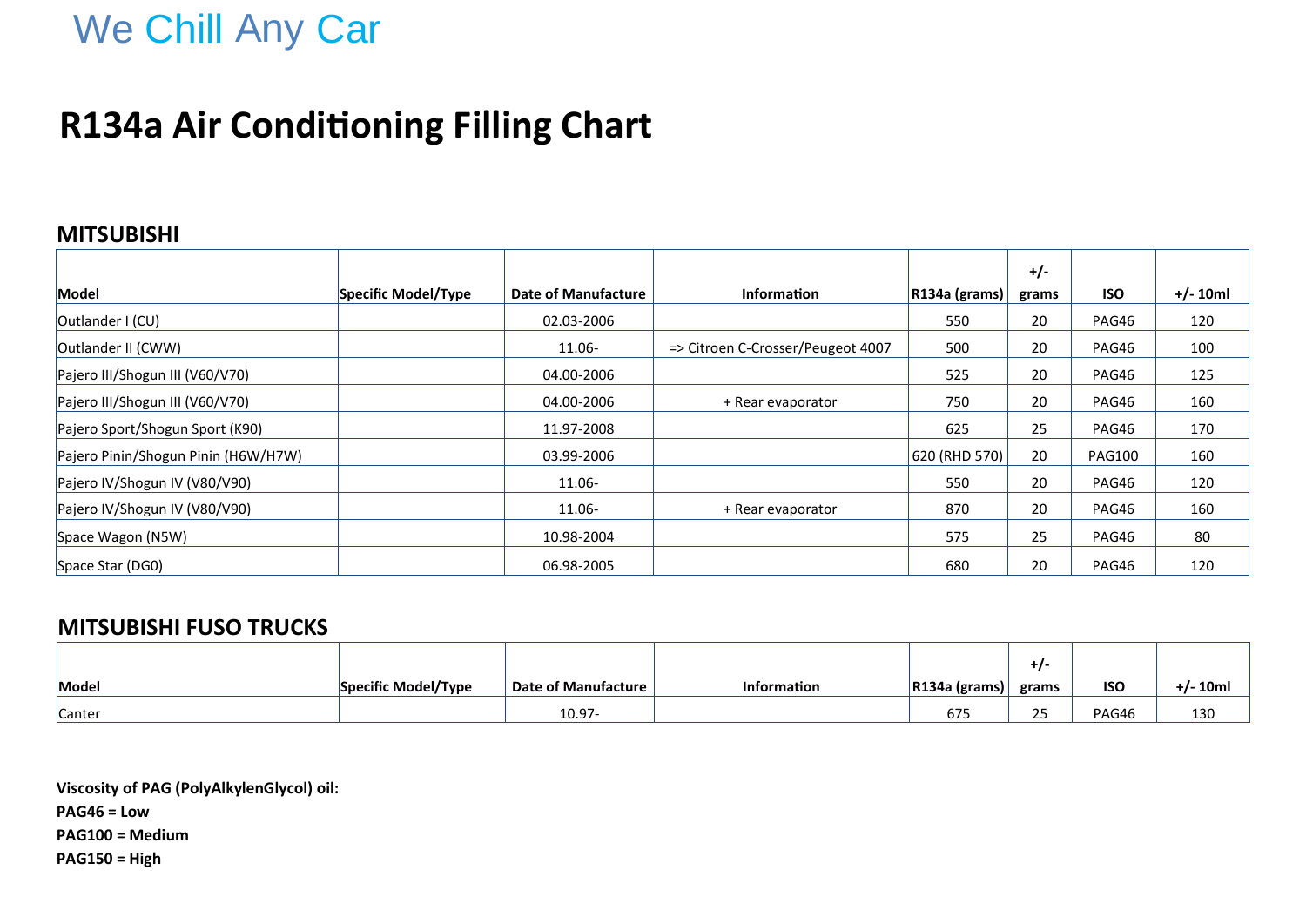We Chill Any Car

# R134a Air Conditioning Filling Chart

## MITSUBISHI

| Model | Specific Model/Type | Date of Manufacture | Information | R134a (grams) | +/- grams | ISO | +/- 10ml |
|---|---|---|---|---|---|---|---|
| Outlander I (CU) | | 02.03-2006 | | 550 | 20 | PAG46 | 120 |
| Outlander II (CWW) | | 11.06- | => Citroen C-Crosser/Peugeot 4007 | 500 | 20 | PAG46 | 100 |
| Pajero III/Shogun III (V60/V70) | | 04.00-2006 | | 525 | 20 | PAG46 | 125 |
| Pajero III/Shogun III (V60/V70) | | 04.00-2006 | + Rear evaporator | 750 | 20 | PAG46 | 160 |
| Pajero Sport/Shogun Sport (K90) | | 11.97-2008 | | 625 | 25 | PAG46 | 170 |
| Pajero Pinin/Shogun Pinin (H6W/H7W) | | 03.99-2006 | | 620 (RHD 570) | 20 | PAG100 | 160 |
| Pajero IV/Shogun IV (V80/V90) | | 11.06- | | 550 | 20 | PAG46 | 120 |
| Pajero IV/Shogun IV (V80/V90) | | 11.06- | + Rear evaporator | 870 | 20 | PAG46 | 160 |
| Space Wagon (N5W) | | 10.98-2004 | | 575 | 25 | PAG46 | 80 |
| Space Star (DG0) | | 06.98-2005 | | 680 | 20 | PAG46 | 120 |

## MITSUBISHI FUSO TRUCKS

| Model | Specific Model/Type | Date of Manufacture | Information | R134a (grams) | +/- grams | ISO | +/- 10ml |
|---|---|---|---|---|---|---|---|
| Canter | | 10.97- | | 675 | 25 | PAG46 | 130 |

**Viscosity of PAG (PolyAlkylenGlycol) oil:**

**PAG46 = Low**

**PAG100 = Medium**

**PAG150 = High**